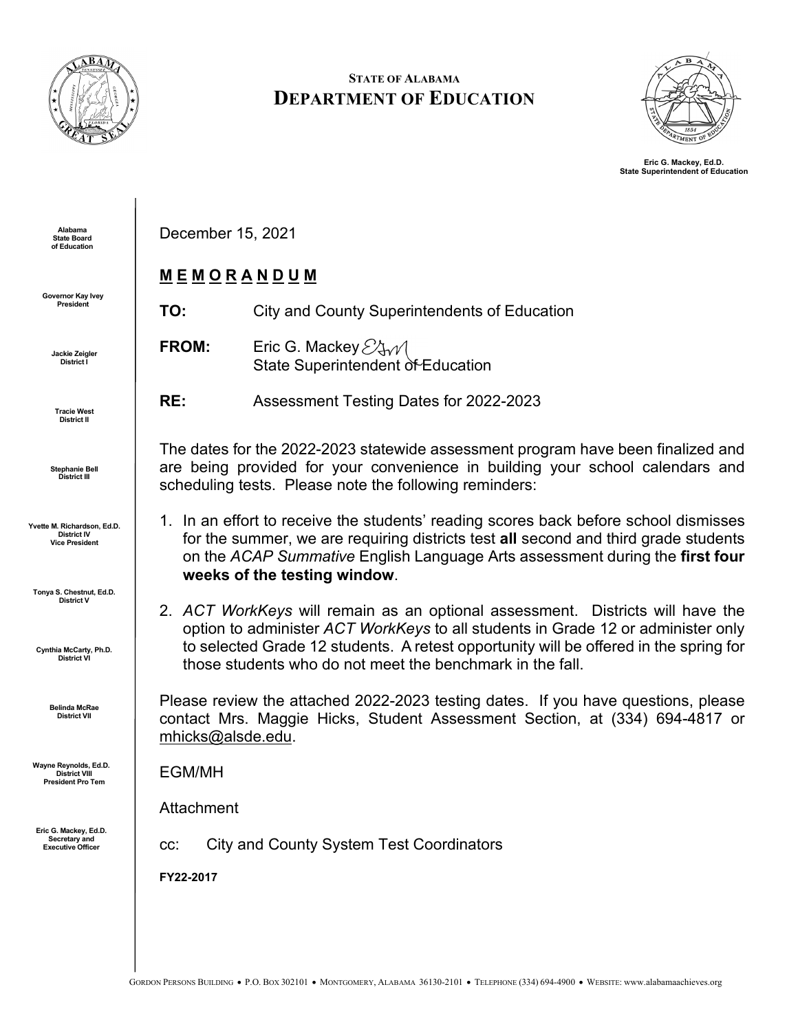STATE OF ALABAMA

# DEPARTMENT OF EDUCATION

Eric G. Mackey, Ed.D.
State Superintendent of Education

**Alabama State Board of Education**

**Governor Kay Ivey**
President

**Jackie Zeigler**
District I

**Tracie West**
District II

**Stephanie Bell**
District III

**Yvette M. Richardson, Ed.D.**
District IV
Vice President

**Tonya S. Chestnut, Ed.D.**
District V

**Cynthia McCarty, Ph.D.**
District VI

**Belinda McRae**
District VII

**Wayne Reynolds, Ed.D.**
District VIII
President Pro Tem

**Eric G. Mackey, Ed.D.**
Secretary and
Executive Officer

December 15, 2021

**M E M O R A N D U M**

**TO:** City and County Superintendents of Education

**FROM:** Eric G. Mackey
State Superintendent of Education

**RE:** Assessment Testing Dates for 2022-2023

The dates for the 2022-2023 statewide assessment program have been finalized and are being provided for your convenience in building your school calendars and scheduling tests. Please note the following reminders:

1. In an effort to receive the students' reading scores back before school dismisses for the summer, we are requiring districts test **all** second and third grade students on the *ACAP Summative* English Language Arts assessment during the **first four weeks of the testing window**.
2. *ACT WorkKeys* will remain as an optional assessment. Districts will have the option to administer *ACT WorkKeys* to all students in Grade 12 or administer only to selected Grade 12 students. A retest opportunity will be offered in the spring for those students who do not meet the benchmark in the fall.

Please review the attached 2022-2023 testing dates. If you have questions, please contact Mrs. Maggie Hicks, Student Assessment Section, at (334) 694-4817 or mhicks@alsde.edu.

EGM/MH

Attachment

cc: City and County System Test Coordinators

**FY22-2017**

GORDON PERSONS BUILDING • P.O. BOX 302101 • MONTGOMERY, ALABAMA 36130-2101 • TELEPHONE (334) 694-4900 • WEBSITE: www.alabamaachieves.org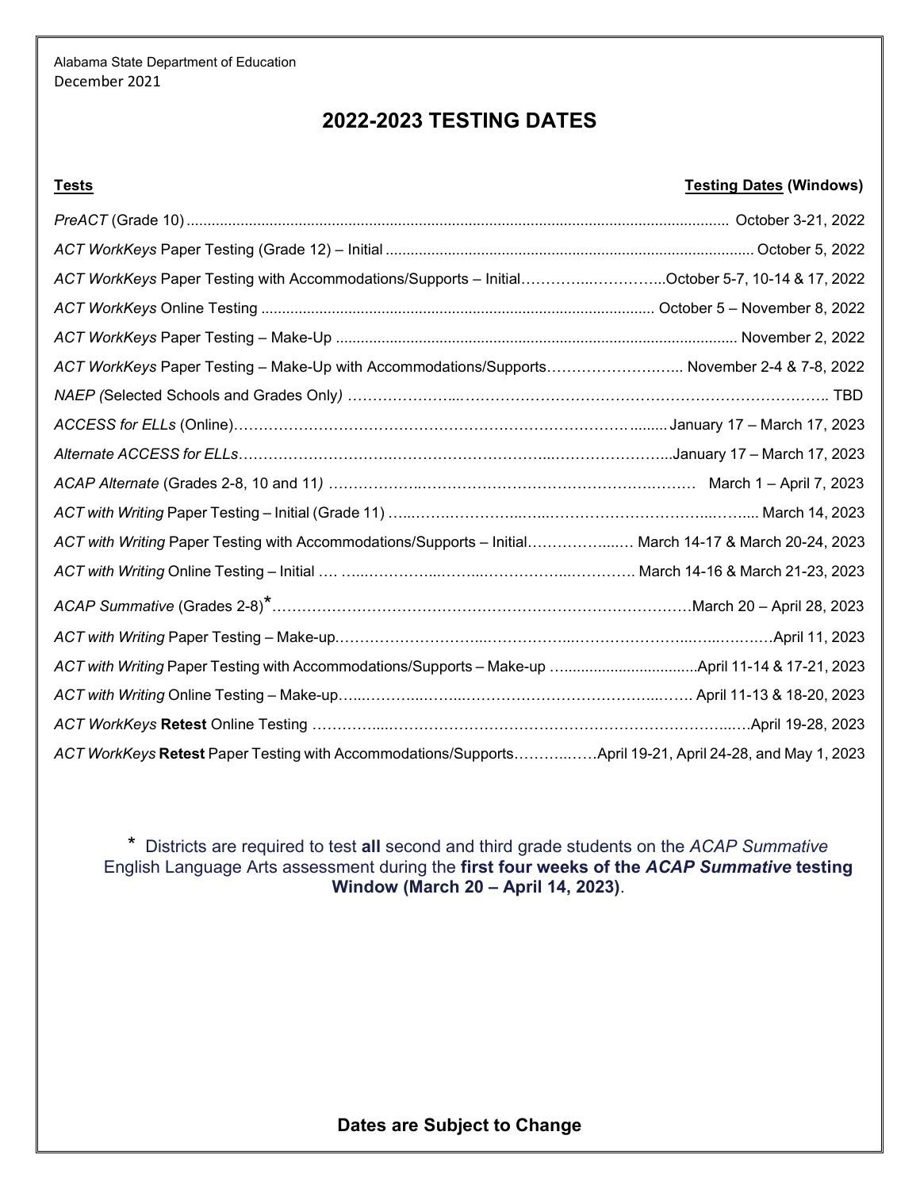Alabama State Department of Education
December 2021

# 2022-2023 TESTING DATES

| **Tests** | **Testing Dates (Windows)** |
|---|---|
| *PreACT* (Grade 10) | October 3-21, 2022 |
| *ACT WorkKeys* Paper Testing (Grade 12) – Initial | October 5, 2022 |
| *ACT WorkKeys* Paper Testing with Accommodations/Supports – Initial | October 5-7, 10-14 & 17, 2022 |
| *ACT WorkKeys* Online Testing | October 5 – November 8, 2022 |
| *ACT WorkKeys* Paper Testing – Make-Up | November 2, 2022 |
| *ACT WorkKeys* Paper Testing – Make-Up with Accommodations/Supports | November 2-4 & 7-8, 2022 |
| *NAEP (*Selected Schools and Grades Only*)* | TBD |
| *ACCESS for ELLs* (Online) | January 17 – March 17, 2023 |
| *Alternate ACCESS for ELLs* | January 17 – March 17, 2023 |
| *ACAP Alternate* (Grades 2-8, 10 and 11*)* | March 1 – April 7, 2023 |
| *ACT with Writing* Paper Testing – Initial (Grade 11) | March 14, 2023 |
| *ACT with Writing* Paper Testing with Accommodations/Supports – Initial | March 14-17 & March 20-24, 2023 |
| *ACT with Writing* Online Testing – Initial | March 14-16 & March 21-23, 2023 |
| *ACAP Summative* (Grades 2-8)* | March 20 – April 28, 2023 |
| *ACT with Writing* Paper Testing – Make-up | April 11, 2023 |
| *ACT with Writing* Paper Testing with Accommodations/Supports – Make-up | April 11-14 & 17-21, 2023 |
| *ACT with Writing* Online Testing – Make-up | April 11-13 & 18-20, 2023 |
| *ACT WorkKeys* **Retest** Online Testing | April 19-28, 2023 |
| *ACT WorkKeys* **Retest** Paper Testing with Accommodations/Supports | April 19-21, April 24-28, and May 1, 2023 |

\* Districts are required to test **all** second and third grade students on the *ACAP Summative* English Language Arts assessment during the **first four weeks of the *ACAP Summative* testing Window (March 20 – April 14, 2023)**.

**Dates are Subject to Change**